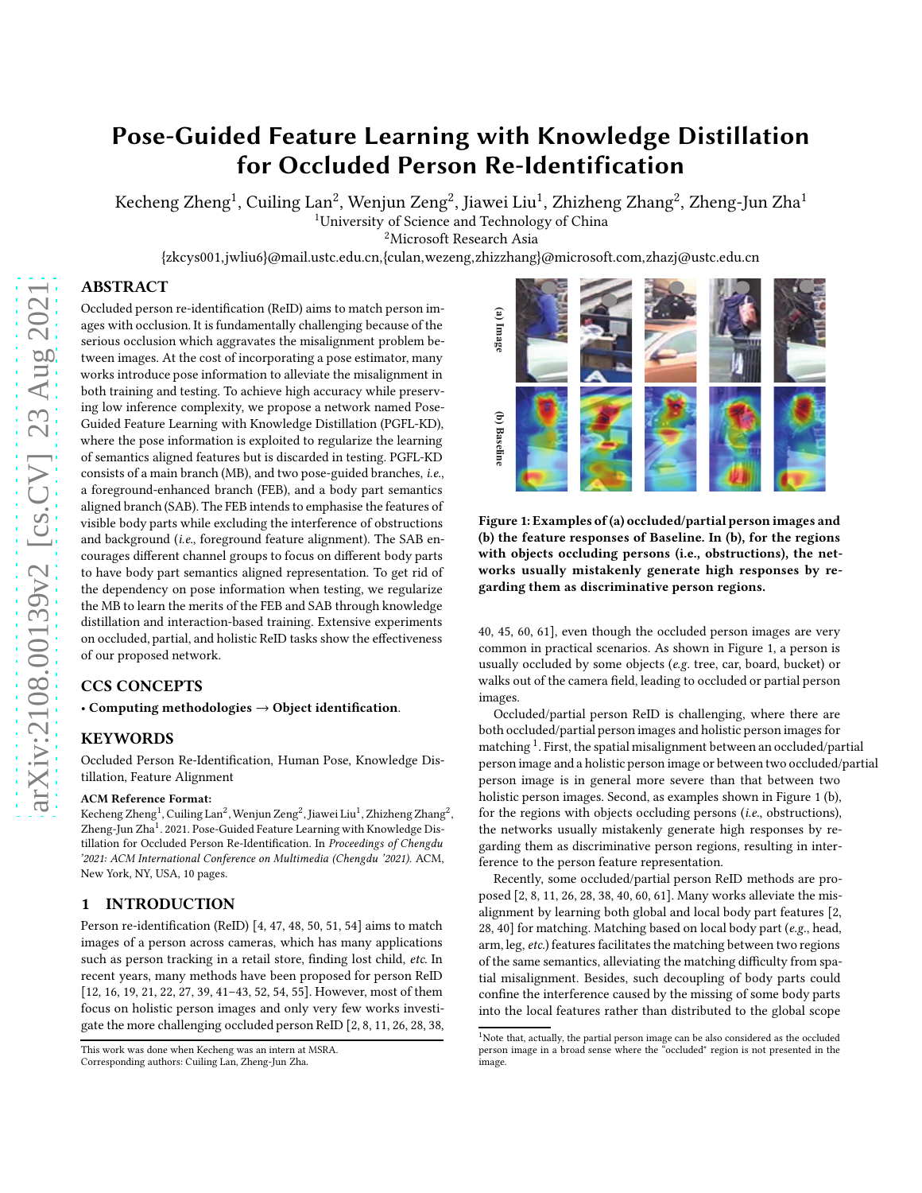# Pose-Guided Feature Learning with Knowledge Distillation for Occluded Person Re-Identification

Kecheng Zheng[1], Cuiling Lan[2], Wenjun Zeng[2], Jiawei Liu[1], Zhizheng Zhang[2], Zheng-Jun Zha[1]

[1]University of Science and Technology of China

[2]Microsoft Research Asia

{zkcys001,jwliu6}@mail.ustc.edu.cn,{culan,wezeng,zhizzhang}@microsoft.com,zhazj@ustc.edu.cn

## ABSTRACT

Occluded person re-identification (ReID) aims to match person images with occlusion. It is fundamentally challenging because of the serious occlusion which aggravates the misalignment problem between images. At the cost of incorporating a pose estimator, many works introduce pose information to alleviate the misalignment in both training and testing. To achieve high accuracy while preserving low inference complexity, we propose a network named Pose-Guided Feature Learning with Knowledge Distillation (PGFL-KD), where the pose information is exploited to regularize the learning of semantics aligned features but is discarded in testing. PGFL-KD consists of a main branch (MB), and two pose-guided branches, *i.e.*, a foreground-enhanced branch (FEB), and a body part semantics aligned branch (SAB). The FEB intends to emphasise the features of visible body parts while excluding the interference of obstructions and background (*i.e.*, foreground feature alignment). The SAB encourages different channel groups to focus on different body parts to have body part semantics aligned representation. To get rid of the dependency on pose information when testing, we regularize the MB to learn the merits of the FEB and SAB through knowledge distillation and interaction-based training. Extensive experiments on occluded, partial, and holistic ReID tasks show the effectiveness of our proposed network.

## CCS CONCEPTS

• **Computing methodologies → Object identification**.

## KEYWORDS

Occluded Person Re-Identification, Human Pose, Knowledge Distillation, Feature Alignment

**ACM Reference Format:**

Kecheng Zheng[1], Cuiling Lan[2], Wenjun Zeng[2], Jiawei Liu[1], Zhizheng Zhang[2], Zheng-Jun Zha[1]. 2021. Pose-Guided Feature Learning with Knowledge Distillation for Occluded Person Re-Identification. In *Proceedings of Chengdu '2021: ACM International Conference on Multimedia (Chengdu '2021).* ACM, New York, NY, USA, 10 pages.

## 1 INTRODUCTION

Person re-identification (ReID) [4, 47, 48, 50, 51, 54] aims to match images of a person across cameras, which has many applications such as person tracking in a retail store, finding lost child, *etc.* In recent years, many methods have been proposed for person ReID [12, 16, 19, 21, 22, 27, 39, 41–43, 52, 54, 55]. However, most of them focus on holistic person images and only very few works investigate the more challenging occluded person ReID [2, 8, 11, 26, 28, 38, 40, 45, 60, 61], even though the occluded person images are very common in practical scenarios. As shown in Figure 1, a person is usually occluded by some objects (*e.g.* tree, car, board, bucket) or walks out of the camera field, leading to occluded or partial person images.

**Figure 1: Examples of (a) occluded/partial person images and (b) the feature responses of Baseline. In (b), for the regions with objects occluding persons (i.e., obstructions), the networks usually mistakenly generate high responses by regarding them as discriminative person regions.**

Occluded/partial person ReID is challenging, where there are both occluded/partial person images and holistic person images for matching [1]. First, the spatial misalignment between an occluded/partial person image and a holistic person image or between two occluded/partial person image is in general more severe than that between two holistic person images. Second, as examples shown in Figure 1 (b), for the regions with objects occluding persons (*i.e.*, obstructions), the networks usually mistakenly generate high responses by regarding them as discriminative person regions, resulting in interference to the person feature representation.

Recently, some occluded/partial person ReID methods are proposed [2, 8, 11, 26, 28, 38, 40, 60, 61]. Many works alleviate the misalignment by learning both global and local body part features [2, 28, 40] for matching. Matching based on local body part (*e.g.*, head, arm, leg, *etc.*) features facilitates the matching between two regions of the same semantics, alleviating the matching difficulty from spatial misalignment. Besides, such decoupling of body parts could confine the interference caused by the missing of some body parts into the local features rather than distributed to the global scope

[1]Note that, actually, the partial person image can be also considered as the occluded person image in a broad sense where the "occluded" region is not presented in the image.

This work was done when Kecheng was an intern at MSRA.
Corresponding authors: Cuiling Lan, Zheng-Jun Zha.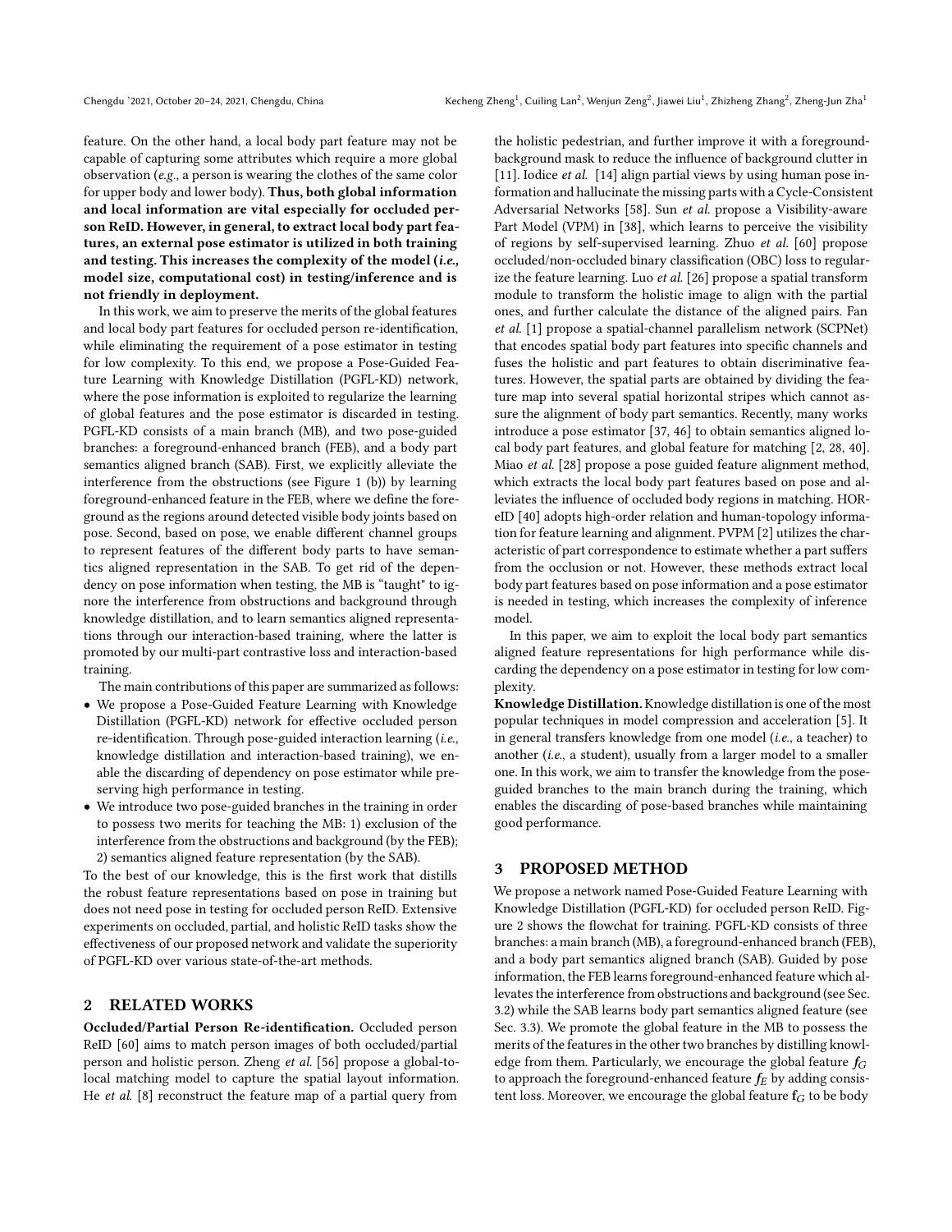feature. On the other hand, a local body part feature may not be capable of capturing some attributes which require a more global observation (*e.g.*, a person is wearing the clothes of the same color for upper body and lower body). **Thus, both global information and local information are vital especially for occluded person ReID. However, in general, to extract local body part features, an external pose estimator is utilized in both training and testing. This increases the complexity of the model (*i.e.*, model size, computational cost) in testing/inference and is not friendly in deployment.**

In this work, we aim to preserve the merits of the global features and local body part features for occluded person re-identification, while eliminating the requirement of a pose estimator in testing for low complexity. To this end, we propose a Pose-Guided Feature Learning with Knowledge Distillation (PGFL-KD) network, where the pose information is exploited to regularize the learning of global features and the pose estimator is discarded in testing. PGFL-KD consists of a main branch (MB), and two pose-guided branches: a foreground-enhanced branch (FEB), and a body part semantics aligned branch (SAB). First, we explicitly alleviate the interference from the obstructions (see Figure 1 (b)) by learning foreground-enhanced feature in the FEB, where we define the foreground as the regions around detected visible body joints based on pose. Second, based on pose, we enable different channel groups to represent features of the different body parts to have semantics aligned representation in the SAB. To get rid of the dependency on pose information when testing, the MB is "taught" to ignore the interference from obstructions and background through knowledge distillation, and to learn semantics aligned representations through our interaction-based training, where the latter is promoted by our multi-part contrastive loss and interaction-based training.

The main contributions of this paper are summarized as follows:

- We propose a Pose-Guided Feature Learning with Knowledge Distillation (PGFL-KD) network for effective occluded person re-identification. Through pose-guided interaction learning (*i.e.*, knowledge distillation and interaction-based training), we enable the discarding of dependency on pose estimator while preserving high performance in testing.
- We introduce two pose-guided branches in the training in order to possess two merits for teaching the MB: 1) exclusion of the interference from the obstructions and background (by the FEB); 2) semantics aligned feature representation (by the SAB).

To the best of our knowledge, this is the first work that distills the robust feature representations based on pose in training but does not need pose in testing for occluded person ReID. Extensive experiments on occluded, partial, and holistic ReID tasks show the effectiveness of our proposed network and validate the superiority of PGFL-KD over various state-of-the-art methods.

## 2 RELATED WORKS

**Occluded/Partial Person Re-identification.** Occluded person ReID [60] aims to match person images of both occluded/partial person and holistic person. Zheng *et al.* [56] propose a global-to-local matching model to capture the spatial layout information. He *et al.* [8] reconstruct the feature map of a partial query from the holistic pedestrian, and further improve it with a foreground-background mask to reduce the influence of background clutter in [11]. Iodice *et al.* [14] align partial views by using human pose information and hallucinate the missing parts with a Cycle-Consistent Adversarial Networks [58]. Sun *et al.* propose a Visibility-aware Part Model (VPM) in [38], which learns to perceive the visibility of regions by self-supervised learning. Zhuo *et al.* [60] propose occluded/non-occluded binary classification (OBC) loss to regularize the feature learning. Luo *et al.* [26] propose a spatial transform module to transform the holistic image to align with the partial ones, and further calculate the distance of the aligned pairs. Fan *et al.* [1] propose a spatial-channel parallelism network (SCPNet) that encodes spatial body part features into specific channels and fuses the holistic and part features to obtain discriminative features. However, the spatial parts are obtained by dividing the feature map into several spatial horizontal stripes which cannot assure the alignment of body part semantics. Recently, many works introduce a pose estimator [37, 46] to obtain semantics aligned local body part features, and global feature for matching [2, 28, 40]. Miao *et al.* [28] propose a pose guided feature alignment method, which extracts the local body part features based on pose and alleviates the influence of occluded body regions in matching. HOReID [40] adopts high-order relation and human-topology information for feature learning and alignment. PVPM [2] utilizes the characteristic of part correspondence to estimate whether a part suffers from the occlusion or not. However, these methods extract local body part features based on pose information and a pose estimator is needed in testing, which increases the complexity of inference model.

In this paper, we aim to exploit the local body part semantics aligned feature representations for high performance while discarding the dependency on a pose estimator in testing for low complexity.

**Knowledge Distillation.** Knowledge distillation is one of the most popular techniques in model compression and acceleration [5]. It in general transfers knowledge from one model (*i.e.*, a teacher) to another (*i.e.*, a student), usually from a larger model to a smaller one. In this work, we aim to transfer the knowledge from the pose-guided branches to the main branch during the training, which enables the discarding of pose-based branches while maintaining good performance.

## 3 PROPOSED METHOD

We propose a network named Pose-Guided Feature Learning with Knowledge Distillation (PGFL-KD) for occluded person ReID. Figure 2 shows the flowchat for training. PGFL-KD consists of three branches: a main branch (MB), a foreground-enhanced branch (FEB), and a body part semantics aligned branch (SAB). Guided by pose information, the FEB learns foreground-enhanced feature which alleviates the interference from obstructions and background (see Sec. 3.2) while the SAB learns body part semantics aligned feature (see Sec. 3.3). We promote the global feature in the MB to possess the merits of the features in the other two branches by distilling knowledge from them. Particularly, we encourage the global feature $f_G$ to approach the foreground-enhanced feature $f_E$ by adding consistent loss. Moreover, we encourage the global feature $\mathbf{f}_G$ to be body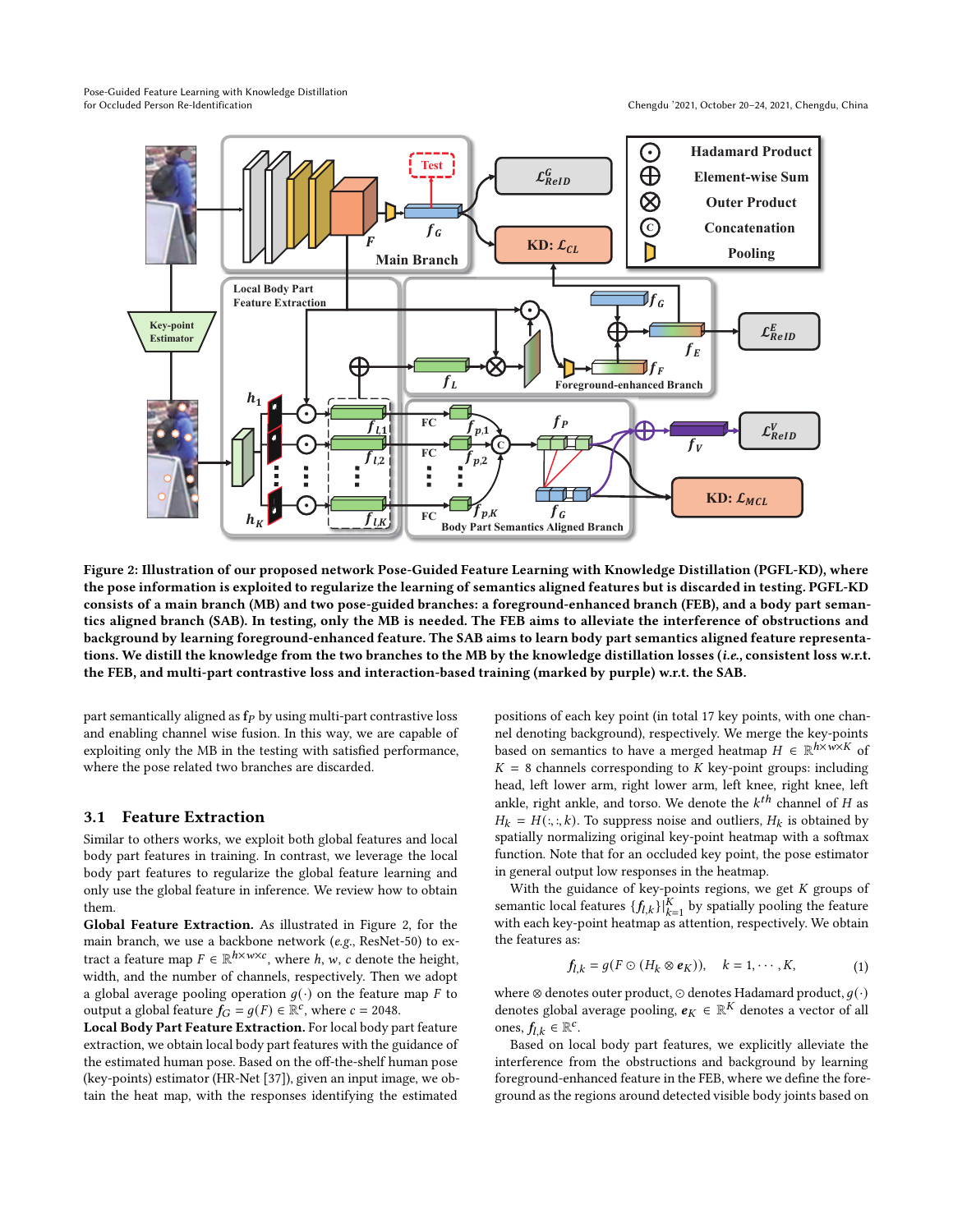Figure 2: Illustration of our proposed network Pose-Guided Feature Learning with Knowledge Distillation (PGFL-KD), where the pose information is exploited to regularize the learning of semantics aligned features but is discarded in testing. PGFL-KD consists of a main branch (MB) and two pose-guided branches: a foreground-enhanced branch (FEB), and a body part semantics aligned branch (SAB). In testing, only the MB is needed. The FEB aims to alleviate the interference of obstructions and background by learning foreground-enhanced feature. The SAB aims to learn body part semantics aligned feature representations. We distill the knowledge from the two branches to the MB by the knowledge distillation losses (*i.e.*, consistent loss w.r.t. the FEB, and multi-part contrastive loss and interaction-based training (marked by purple) w.r.t. the SAB.

part semantically aligned as $\mathbf{f}_P$ by using multi-part contrastive loss and enabling channel wise fusion. In this way, we are capable of exploiting only the MB in the testing with satisfied performance, where the pose related two branches are discarded.

## 3.1 Feature Extraction

Similar to others works, we exploit both global features and local body part features in training. In contrast, we leverage the local body part features to regularize the global feature learning and only use the global feature in inference. We review how to obtain them.

**Global Feature Extraction.** As illustrated in Figure 2, for the main branch, we use a backbone network (*e.g.*, ResNet-50) to extract a feature map $F \in \mathbb{R}^{h \times w \times c}$, where $h$, $w$, $c$ denote the height, width, and the number of channels, respectively. Then we adopt a global average pooling operation $g(\cdot)$ on the feature map $F$ to output a global feature $f_G = g(F) \in \mathbb{R}^c$, where $c = 2048$.

**Local Body Part Feature Extraction.** For local body part feature extraction, we obtain local body part features with the guidance of the estimated human pose. Based on the off-the-shelf human pose (key-points) estimator (HR-Net [37]), given an input image, we obtain the heat map, with the responses identifying the estimated positions of each key point (in total 17 key points, with one channel denoting background), respectively. We merge the key-points based on semantics to have a merged heatmap $H \in \mathbb{R}^{h \times w \times K}$ of $K = 8$ channels corresponding to $K$ key-point groups: including head, left lower arm, right lower arm, left knee, right knee, left ankle, right ankle, and torso. We denote the $k^{th}$ channel of $H$ as $H_k = H(:, :, k)$. To suppress noise and outliers, $H_k$ is obtained by spatially normalizing original key-point heatmap with a softmax function. Note that for an occluded key point, the pose estimator in general output low responses in the heatmap.

With the guidance of key-points regions, we get $K$ groups of semantic local features $\{f_{l,k}\}|_{k=1}^{K}$ by spatially pooling the feature with each key-point heatmap as attention, respectively. We obtain the features as:

$$f_{l,k} = g(F \odot (H_k \otimes \boldsymbol{e}_K)), \quad k = 1, \cdots, K, \tag{1}$$

where $\otimes$ denotes outer product, $\odot$ denotes Hadamard product, $g(\cdot)$ denotes global average pooling, $\boldsymbol{e}_K \in \mathbb{R}^K$ denotes a vector of all ones, $f_{l,k} \in \mathbb{R}^c$.

Based on local body part features, we explicitly alleviate the interference from the obstructions and background by learning foreground-enhanced feature in the FEB, where we define the foreground as the regions around detected visible body joints based on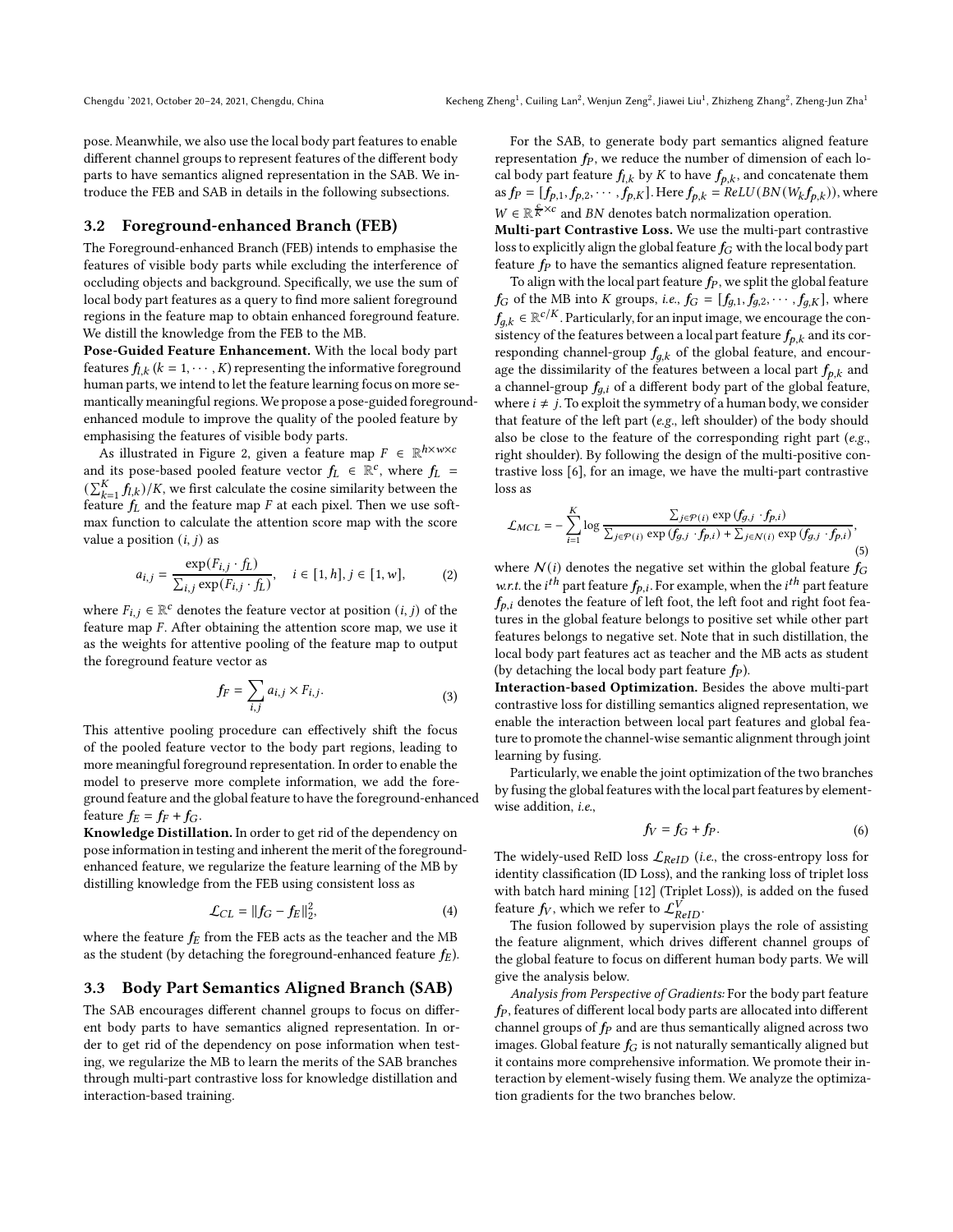pose. Meanwhile, we also use the local body part features to enable different channel groups to represent features of the different body parts to have semantics aligned representation in the SAB. We introduce the FEB and SAB in details in the following subsections.

## 3.2 Foreground-enhanced Branch (FEB)

The Foreground-enhanced Branch (FEB) intends to emphasise the features of visible body parts while excluding the interference of occluding objects and background. Specifically, we use the sum of local body part features as a query to find more salient foreground regions in the feature map to obtain enhanced foreground feature. We distill the knowledge from the FEB to the MB.

**Pose-Guided Feature Enhancement.** With the local body part features $f_{l,k}$ $(k = 1, \cdots, K)$ representing the informative foreground human parts, we intend to let the feature learning focus on more semantically meaningful regions. We propose a pose-guided foreground-enhanced module to improve the quality of the pooled feature by emphasising the features of visible body parts.

As illustrated in Figure 2, given a feature map $F \in \mathbb{R}^{h \times w \times c}$ and its pose-based pooled feature vector $f_L \in \mathbb{R}^c$, where $f_L = (\sum_{k=1}^{K} f_{l,k})/K$, we first calculate the cosine similarity between the feature $f_L$ and the feature map $F$ at each pixel. Then we use softmax function to calculate the attention score map with the score value a position $(i, j)$ as

$$a_{i,j} = \frac{\exp(F_{i,j} \cdot f_L)}{\sum_{i,j} \exp(F_{i,j} \cdot f_L)}, \quad i \in [1, h], j \in [1, w], \tag{2}$$

where $F_{i,j} \in \mathbb{R}^c$ denotes the feature vector at position $(i, j)$ of the feature map $F$. After obtaining the attention score map, we use it as the weights for attentive pooling of the feature map to output the foreground feature vector as

$$f_F = \sum_{i,j} a_{i,j} \times F_{i,j}. \tag{3}$$

This attentive pooling procedure can effectively shift the focus of the pooled feature vector to the body part regions, leading to more meaningful foreground representation. In order to enable the model to preserve more complete information, we add the foreground feature and the global feature to have the foreground-enhanced feature $f_E = f_F + f_G$.

**Knowledge Distillation.** In order to get rid of the dependency on pose information in testing and inherent the merit of the foreground-enhanced feature, we regularize the feature learning of the MB by distilling knowledge from the FEB using consistent loss as

$$\mathcal{L}_{CL} = \|f_G - f_E\|_2^2, \tag{4}$$

where the feature $f_E$ from the FEB acts as the teacher and the MB as the student (by detaching the foreground-enhanced feature $f_E$).

## 3.3 Body Part Semantics Aligned Branch (SAB)

The SAB encourages different channel groups to focus on different body parts to have semantics aligned representation. In order to get rid of the dependency on pose information when testing, we regularize the MB to learn the merits of the SAB branches through multi-part contrastive loss for knowledge distillation and interaction-based training.

For the SAB, to generate body part semantics aligned feature representation $f_P$, we reduce the number of dimension of each local body part feature $f_{l,k}$ by $K$ to have $f_{p,k}$, and concatenate them as $f_P = [f_{p,1}, f_{p,2}, \cdots, f_{p,K}]$. Here $f_{p,k} = ReLU(BN(W_k f_{p,k}))$, where $W \in \mathbb{R}^{\frac{c}{K} \times c}$ and $BN$ denotes batch normalization operation.

**Multi-part Contrastive Loss.** We use the multi-part contrastive loss to explicitly align the global feature $f_G$ with the local body part feature $f_P$ to have the semantics aligned feature representation.

To align with the local part feature $f_P$, we split the global feature $f_G$ of the MB into $K$ groups, *i.e.*, $f_G = [f_{g,1}, f_{g,2}, \cdots, f_{g,K}]$, where $f_{g,k} \in \mathbb{R}^{c/K}$. Particularly, for an input image, we encourage the consistency of the features between a local part feature $f_{p,k}$ and its corresponding channel-group $f_{g,k}$ of the global feature, and encourage the dissimilarity of the features between a local part $f_{p,k}$ and a channel-group $f_{g,i}$ of a different body part of the global feature, where $i \neq j$. To exploit the symmetry of a human body, we consider that feature of the left part (*e.g.*, left shoulder) of the body should also be close to the feature of the corresponding right part (*e.g.*, right shoulder). By following the design of the multi-positive contrastive loss [6], for an image, we have the multi-part contrastive loss as

$$\mathcal{L}_{MCL} = -\sum_{i=1}^{K} \log \frac{\sum_{j \in \mathcal{P}(i)} \exp(f_{g,j} \cdot f_{p,i})}{\sum_{j \in \mathcal{P}(i)} \exp(f_{g,j} \cdot f_{p,i}) + \sum_{j \in \mathcal{N}(i)} \exp(f_{g,j} \cdot f_{p,i})}, \tag{5}$$

where $\mathcal{N}(i)$ denotes the negative set within the global feature $f_G$ *w.r.t.* the $i^{th}$ part feature $f_{p,i}$. For example, when the $i^{th}$ part feature $f_{p,i}$ denotes the feature of left foot, the left foot and right foot features in the global feature belongs to positive set while other part features belongs to negative set. Note that in such distillation, the local body part features act as teacher and the MB acts as student (by detaching the local body part feature $f_P$).

**Interaction-based Optimization.** Besides the above multi-part contrastive loss for distilling semantics aligned representation, we enable the interaction between local part features and global feature to promote the channel-wise semantic alignment through joint learning by fusing.

Particularly, we enable the joint optimization of the two branches by fusing the global features with the local part features by element-wise addition, *i.e.*,

$$f_V = f_G + f_P. \tag{6}$$

The widely-used ReID loss $\mathcal{L}_{ReID}$ (*i.e.*, the cross-entropy loss for identity classification (ID Loss), and the ranking loss of triplet loss with batch hard mining [12] (Triplet Loss)), is added on the fused feature $f_V$, which we refer to $\mathcal{L}_{ReID}^{V}$.

The fusion followed by supervision plays the role of assisting the feature alignment, which drives different channel groups of the global feature to focus on different human body parts. We will give the analysis below.

*Analysis from Perspective of Gradients:* For the body part feature $f_P$, features of different local body parts are allocated into different channel groups of $f_P$ and are thus semantically aligned across two images. Global feature $f_G$ is not naturally semantically aligned but it contains more comprehensive information. We promote their interaction by element-wisely fusing them. We analyze the optimization gradients for the two branches below.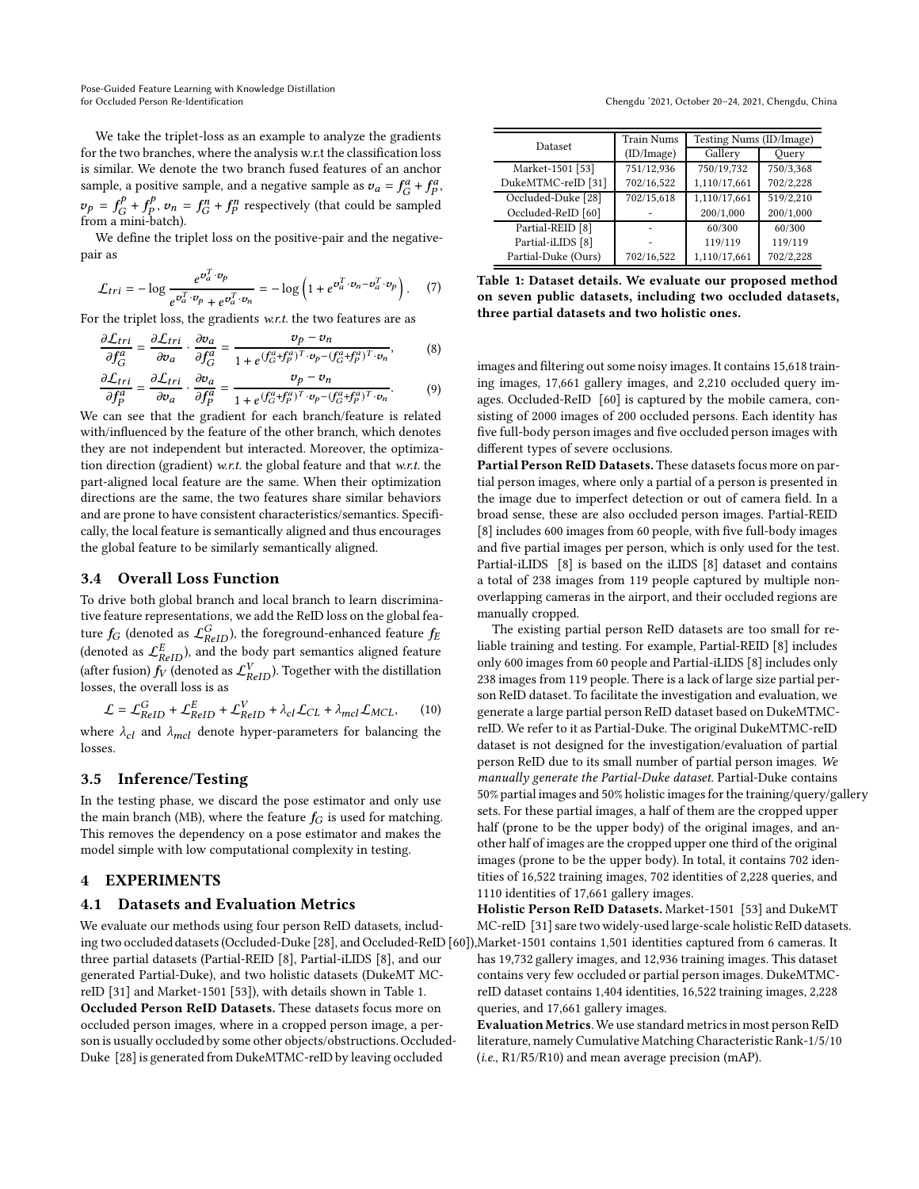We take the triplet-loss as an example to analyze the gradients for the two branches, where the analysis w.r.t the classification loss is similar. We denote the two branch fused features of an anchor sample, a positive sample, and a negative sample as $v_a = f_G^a + f_P^a$, $v_p = f_G^p + f_P^p$, $v_n = f_G^n + f_P^n$ respectively (that could be sampled from a mini-batch).

We define the triplet loss on the positive-pair and the negative-pair as

$$\mathcal{L}_{tri} = -\log \frac{e^{v_a^T \cdot v_p}}{e^{v_a^T \cdot v_p} + e^{v_a^T \cdot v_n}} = -\log\left(1 + e^{v_a^T \cdot v_n - v_a^T \cdot v_p}\right). \quad (7)$$

For the triplet loss, the gradients *w.r.t.* the two features are as

$$\frac{\partial \mathcal{L}_{tri}}{\partial f_G^a} = \frac{\partial \mathcal{L}_{tri}}{\partial v_a} \cdot \frac{\partial v_a}{\partial f_G^a} = \frac{v_p - v_n}{1 + e^{(f_G^a + f_P^a)^T \cdot v_p - (f_G^a + f_P^a)^T \cdot v_n}}, \quad (8)$$

$$\frac{\partial \mathcal{L}_{tri}}{\partial f_P^a} = \frac{\partial \mathcal{L}_{tri}}{\partial v_a} \cdot \frac{\partial v_a}{\partial f_P^a} = \frac{v_p - v_n}{1 + e^{(f_G^a + f_P^a)^T \cdot v_p - (f_G^a + f_P^a)^T \cdot v_n}}. \quad (9)$$

We can see that the gradient for each branch/feature is related with/influenced by the feature of the other branch, which denotes they are not independent but interacted. Moreover, the optimization direction (gradient) *w.r.t.* the global feature and that *w.r.t.* the part-aligned local feature are the same. When their optimization directions are the same, the two features share similar behaviors and are prone to have consistent characteristics/semantics. Specifically, the local feature is semantically aligned and thus encourages the global feature to be similarly semantically aligned.

### 3.4 Overall Loss Function

To drive both global branch and local branch to learn discriminative feature representations, we add the ReID loss on the global feature $f_G$ (denoted as $\mathcal{L}_{ReID}^G$), the foreground-enhanced feature $f_E$ (denoted as $\mathcal{L}_{ReID}^E$), and the body part semantics aligned feature (after fusion) $f_V$ (denoted as $\mathcal{L}_{ReID}^V$). Together with the distillation losses, the overall loss is as

$$\mathcal{L} = \mathcal{L}_{ReID}^G + \mathcal{L}_{ReID}^E + \mathcal{L}_{ReID}^V + \lambda_{cl}\mathcal{L}_{CL} + \lambda_{mcl}\mathcal{L}_{MCL}, \quad (10)$$

where $\lambda_{cl}$ and $\lambda_{mcl}$ denote hyper-parameters for balancing the losses.

### 3.5 Inference/Testing

In the testing phase, we discard the pose estimator and only use the main branch (MB), where the feature $f_G$ is used for matching. This removes the dependency on a pose estimator and makes the model simple with low computational complexity in testing.

## 4 EXPERIMENTS

### 4.1 Datasets and Evaluation Metrics

We evaluate our methods using four person ReID datasets, including two occluded datasets (Occluded-Duke [28], and Occluded-ReID [60]), three partial datasets (Partial-REID [8], Partial-iLIDS [8], and our generated Partial-Duke), and two holistic datasets (DukeMT MC-reID [31] and Market-1501 [53]), with details shown in Table 1.

**Occluded Person ReID Datasets.** These datasets focus more on occluded person images, where in a cropped person image, a person is usually occluded by some other objects/obstructions. Occluded-Duke [28] is generated from DukeMTMC-reID by leaving occluded images and filtering out some noisy images. It contains 15,618 training images, 17,661 gallery images, and 2,210 occluded query images. Occluded-ReID [60] is captured by the mobile camera, consisting of 2000 images of 200 occluded persons. Each identity has five full-body person images and five occluded person images with different types of severe occlusions.

| Dataset | Train Nums (ID/Image) | Testing Nums (ID/Image) | |
|---|---|---|---|
| | | Gallery | Query |
| Market-1501 [53] | 751/12,936 | 750/19,732 | 750/3,368 |
| DukeMTMC-reID [31] | 702/16,522 | 1,110/17,661 | 702/2,228 |
| Occluded-Duke [28] | 702/15,618 | 1,110/17,661 | 519/2,210 |
| Occluded-ReID [60] | - | 200/1,000 | 200/1,000 |
| Partial-REID [8] | - | 60/300 | 60/300 |
| Partial-iLIDS [8] | - | 119/119 | 119/119 |
| Partial-Duke (Ours) | 702/16,522 | 1,110/17,661 | 702/2,228 |

**Table 1: Dataset details. We evaluate our proposed method on seven public datasets, including two occluded datasets, three partial datasets and two holistic ones.**

**Partial Person ReID Datasets.** These datasets focus more on partial person images, where only a partial of a person is presented in the image due to imperfect detection or out of camera field. In a broad sense, these are also occluded person images. Partial-REID [8] includes 600 images from 60 people, with five full-body images and five partial images per person, which is only used for the test. Partial-iLIDS [8] is based on the iLIDS [8] dataset and contains a total of 238 images from 119 people captured by multiple non-overlapping cameras in the airport, and their occluded regions are manually cropped.

The existing partial person ReID datasets are too small for reliable training and testing. For example, Partial-REID [8] includes only 600 images from 60 people and Partial-iLIDS [8] includes only 238 images from 119 people. There is a lack of large size partial person ReID dataset. To facilitate the investigation and evaluation, we generate a large partial person ReID dataset based on DukeMTMC-reID. We refer to it as Partial-Duke. The original DukeMTMC-reID dataset is not designed for the investigation/evaluation of partial person ReID due to its small number of partial person images. *We manually generate the Partial-Duke dataset.* Partial-Duke contains 50% partial images and 50% holistic images for the training/query/gallery sets. For these partial images, a half of them are the cropped upper half (prone to be the upper body) of the original images, and another half of images are the cropped upper one third of the original images (prone to be the upper body). In total, it contains 702 identities of 16,522 training images, 702 identities of 2,228 queries, and 1110 identities of 17,661 gallery images.

**Holistic Person ReID Datasets.** Market-1501 [53] and DukeMT MC-reID [31] sare two widely-used large-scale holistic ReID datasets. Market-1501 contains 1,501 identities captured from 6 cameras. It has 19,732 gallery images, and 12,936 training images. This dataset contains very few occluded or partial person images. DukeMTMC-reID dataset contains 1,404 identities, 16,522 training images, 2,228 queries, and 17,661 gallery images.

**Evaluation Metrics.** We use standard metrics in most person ReID literature, namely Cumulative Matching Characteristic Rank-1/5/10 (*i.e.*, R1/R5/R10) and mean average precision (mAP).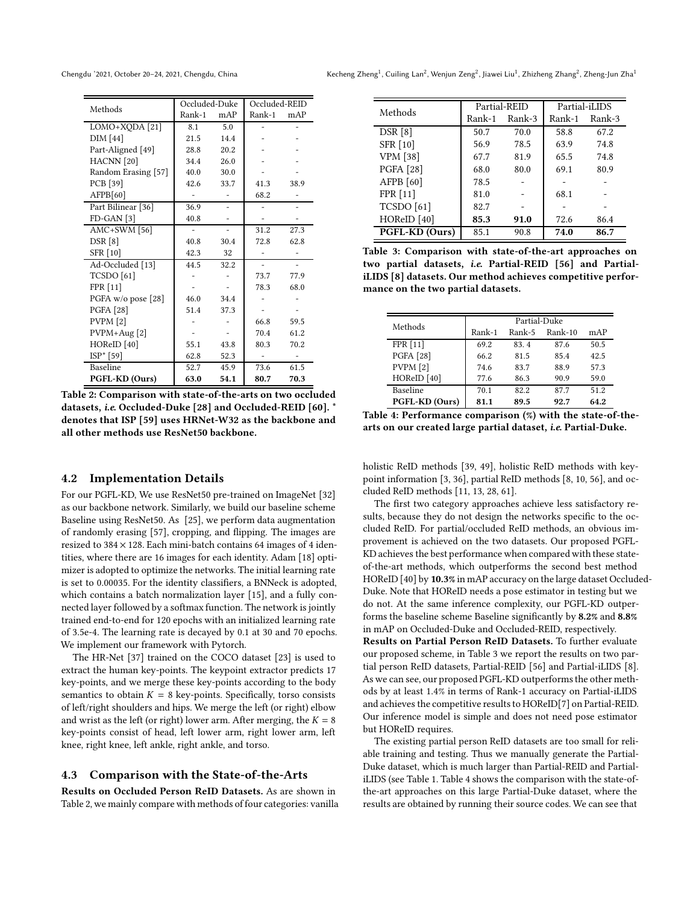| Methods | Occluded-Duke | | Occluded-REID | |
|---|---|---|---|---|
| | Rank-1 | mAP | Rank-1 | mAP |
| LOMO+XQDA [21] | 8.1 | 5.0 | - | - |
| DIM [44] | 21.5 | 14.4 | - | - |
| Part-Aligned [49] | 28.8 | 20.2 | - | - |
| HACNN [20] | 34.4 | 26.0 | - | - |
| Random Erasing [57] | 40.0 | 30.0 | - | - |
| PCB [39] | 42.6 | 33.7 | 41.3 | 38.9 |
| AFPB[60] | - | - | 68.2 | - |
| Part Bilinear [36] | 36.9 | - | - | - |
| FD-GAN [3] | 40.8 | - | - | - |
| AMC+SWM [56] | - | - | 31.2 | 27.3 |
| DSR [8] | 40.8 | 30.4 | 72.8 | 62.8 |
| SFR [10] | 42.3 | 32 | - | - |
| Ad-Occluded [13] | 44.5 | 32.2 | - | - |
| TCSDO [61] | - | - | 73.7 | 77.9 |
| FPR [11] | - | - | 78.3 | 68.0 |
| PGFA w/o pose [28] | 46.0 | 34.4 | - | - |
| PGFA [28] | 51.4 | 37.3 | - | - |
| PVPM [2] | - | - | 66.8 | 59.5 |
| PVPM+Aug [2] | - | - | 70.4 | 61.2 |
| HOReID [40] | 55.1 | 43.8 | 80.3 | 70.2 |
| ISP* [59] | 62.8 | 52.3 | - | - |
| Baseline | 52.7 | 45.9 | 73.6 | 61.5 |
| **PGFL-KD (Ours)** | **63.0** | **54.1** | **80.7** | **70.3** |

**Table 2: Comparison with state-of-the-arts on two occluded datasets, *i.e.* Occluded-Duke [28] and Occluded-REID [60]. \* denotes that ISP [59] uses HRNet-W32 as the backbone and all other methods use ResNet50 backbone.**

## 4.2 Implementation Details

For our PGFL-KD, We use ResNet50 pre-trained on ImageNet [32] as our backbone network. Similarly, we build our baseline scheme Baseline using ResNet50. As [25], we perform data augmentation of randomly erasing [57], cropping, and flipping. The images are resized to $384 \times 128$. Each mini-batch contains 64 images of 4 identities, where there are 16 images for each identity. Adam [18] optimizer is adopted to optimize the networks. The initial learning rate is set to 0.00035. For the identity classifiers, a BNNeck is adopted, which contains a batch normalization layer [15], and a fully connected layer followed by a softmax function. The network is jointly trained end-to-end for 120 epochs with an initialized learning rate of 3.5e-4. The learning rate is decayed by 0.1 at 30 and 70 epochs. We implement our framework with Pytorch.

The HR-Net [37] trained on the COCO dataset [23] is used to extract the human key-points. The keypoint extractor predicts 17 key-points, and we merge these key-points according to the body semantics to obtain $K = 8$ key-points. Specifically, torso consists of left/right shoulders and hips. We merge the left (or right) elbow and wrist as the left (or right) lower arm. After merging, the $K = 8$ key-points consist of head, left lower arm, right lower arm, left knee, right knee, left ankle, right ankle, and torso.

## 4.3 Comparison with the State-of-the-Arts

**Results on Occluded Person ReID Datasets.** As are shown in Table 2, we mainly compare with methods of four categories: vanilla holistic ReID methods [39, 49], holistic ReID methods with key-point information [3, 36], partial ReID methods [8, 10, 56], and occluded ReID methods [11, 13, 28, 61].

The first two category approaches achieve less satisfactory results, because they do not design the networks specific to the occluded ReID. For partial/occluded ReID methods, an obvious improvement is achieved on the two datasets. Our proposed PGFL-KD achieves the best performance when compared with these state-of-the-art methods, which outperforms the second best method HOReID [40] by **10.3%** in mAP accuracy on the large dataset Occluded-Duke. Note that HOReID needs a pose estimator in testing but we do not. At the same inference complexity, our PGFL-KD outperforms the baseline scheme Baseline significantly by **8.2%** and **8.8%** in mAP on Occluded-Duke and Occluded-REID, respectively.

**Results on Partial Person ReID Datasets.** To further evaluate our proposed scheme, in Table 3 we report the results on two partial person ReID datasets, Partial-REID [56] and Partial-iLIDS [8]. As we can see, our proposed PGFL-KD outperforms the other methods by at least 1.4% in terms of Rank-1 accuracy on Partial-iLIDS and achieves the competitive results to HOReID[7] on Partial-REID. Our inference model is simple and does not need pose estimator but HOReID requires.

The existing partial person ReID datasets are too small for reliable training and testing. Thus we manually generate the Partial-Duke dataset, which is much larger than Partial-REID and Partial-iLIDS (see Table 1. Table 4 shows the comparison with the state-of-the-art approaches on this large Partial-Duke dataset, where the results are obtained by running their source codes. We can see that

| Methods | Partial-REID | | Partial-iLIDS | |
|---|---|---|---|---|
| | Rank-1 | Rank-3 | Rank-1 | Rank-3 |
| DSR [8] | 50.7 | 70.0 | 58.8 | 67.2 |
| SFR [10] | 56.9 | 78.5 | 63.9 | 74.8 |
| VPM [38] | 67.7 | 81.9 | 65.5 | 74.8 |
| PGFA [28] | 68.0 | 80.0 | 69.1 | 80.9 |
| AFPB [60] | 78.5 | - | - | - |
| FPR [11] | 81.0 | - | 68.1 | - |
| TCSDO [61] | 82.7 | - | - | - |
| HOReID [40] | **85.3** | **91.0** | 72.6 | 86.4 |
| **PGFL-KD (Ours)** | 85.1 | 90.8 | **74.0** | **86.7** |

**Table 3: Comparison with state-of-the-art approaches on two partial datasets, *i.e.* Partial-REID [56] and Partial-iLIDS [8] datasets. Our method achieves competitive performance on the two partial datasets.**

| Methods | Partial-Duke | | | |
|---|---|---|---|---|
| | Rank-1 | Rank-5 | Rank-10 | mAP |
| FPR [11] | 69.2 | 83. 4 | 87.6 | 50.5 |
| PGFA [28] | 66.2 | 81.5 | 85.4 | 42.5 |
| PVPM [2] | 74.6 | 83.7 | 88.9 | 57.3 |
| HOReID [40] | 77.6 | 86.3 | 90.9 | 59.0 |
| Baseline | 70.1 | 82.2 | 87.7 | 51.2 |
| **PGFL-KD (Ours)** | **81.1** | **89.5** | **92.7** | **64.2** |

**Table 4: Performance comparison (%) with the state-of-the-arts on our created large partial dataset, *i.e.* Partial-Duke.**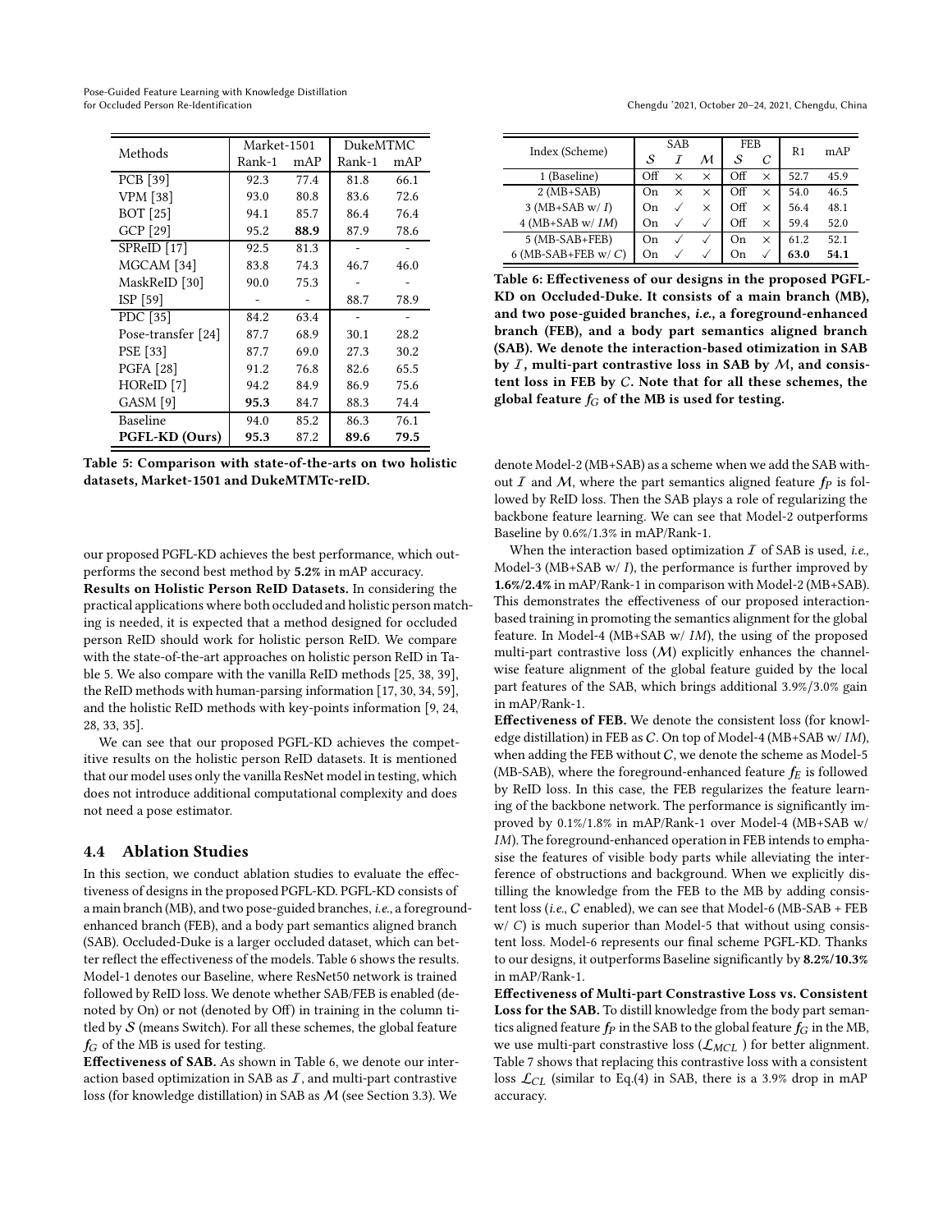| Methods | Market-1501 | | DukeMTMC | |
|---|---|---|---|---|
| | Rank-1 | mAP | Rank-1 | mAP |
| PCB [39] | 92.3 | 77.4 | 81.8 | 66.1 |
| VPM [38] | 93.0 | 80.8 | 83.6 | 72.6 |
| BOT [25] | 94.1 | 85.7 | 86.4 | 76.4 |
| GCP [29] | 95.2 | **88.9** | 87.9 | 78.6 |
| SPReID [17] | 92.5 | 81.3 | - | - |
| MGCAM [34] | 83.8 | 74.3 | 46.7 | 46.0 |
| MaskReID [30] | 90.0 | 75.3 | - | - |
| ISP [59] | - | - | 88.7 | 78.9 |
| PDC [35] | 84.2 | 63.4 | - | - |
| Pose-transfer [24] | 87.7 | 68.9 | 30.1 | 28.2 |
| PSE [33] | 87.7 | 69.0 | 27.3 | 30.2 |
| PGFA [28] | 91.2 | 76.8 | 82.6 | 65.5 |
| HOReID [7] | 94.2 | 84.9 | 86.9 | 75.6 |
| GASM [9] | **95.3** | 84.7 | 88.3 | 74.4 |
| Baseline | 94.0 | 85.2 | 86.3 | 76.1 |
| **PGFL-KD (Ours)** | **95.3** | 87.2 | **89.6** | **79.5** |

**Table 5: Comparison with state-of-the-arts on two holistic datasets, Market-1501 and DukeMTMTc-reID.**

our proposed PGFL-KD achieves the best performance, which outperforms the second best method by **5.2%** in mAP accuracy.

**Results on Holistic Person ReID Datasets.** In considering the practical applications where both occluded and holistic person matching is needed, it is expected that a method designed for occluded person ReID should work for holistic person ReID. We compare with the state-of-the-art approaches on holistic person ReID in Table 5. We also compare with the vanilla ReID methods [25, 38, 39], the ReID methods with human-parsing information [17, 30, 34, 59], and the holistic ReID methods with key-points information [9, 24, 28, 33, 35].

We can see that our proposed PGFL-KD achieves the competitive results on the holistic person ReID datasets. It is mentioned that our model uses only the vanilla ResNet model in testing, which does not introduce additional computational complexity and does not need a pose estimator.

## 4.4 Ablation Studies

In this section, we conduct ablation studies to evaluate the effectiveness of designs in the proposed PGFL-KD. PGFL-KD consists of a main branch (MB), and two pose-guided branches, *i.e.*, a foreground-enhanced branch (FEB), and a body part semantics aligned branch (SAB). Occluded-Duke is a larger occluded dataset, which can better reflect the effectiveness of the models. Table 6 shows the results. Model-1 denotes our Baseline, where ResNet50 network is trained followed by ReID loss. We denote whether SAB/FEB is enabled (denoted by On) or not (denoted by Off) in training in the column titled by $\mathcal{S}$ (means Switch). For all these schemes, the global feature $f_G$ of the MB is used for testing.

**Effectiveness of SAB.** As shown in Table 6, we denote our interaction based optimization in SAB as $\mathcal{I}$, and multi-part contrastive loss (for knowledge distillation) in SAB as $\mathcal{M}$ (see Section 3.3). We

| Index (Scheme) | SAB | | | FEB | | R1 | mAP |
|---|---|---|---|---|---|---|---|
| | $\mathcal{S}$ | $\mathcal{I}$ | $\mathcal{M}$ | $\mathcal{S}$ | $\mathcal{C}$ | | |
| 1 (Baseline) | Off | × | × | Off | × | 52.7 | 45.9 |
| 2 (MB+SAB) | On | × | × | Off | × | 54.0 | 46.5 |
| 3 (MB+SAB w/ $I$) | On | ✓ | × | Off | × | 56.4 | 48.1 |
| 4 (MB+SAB w/ $IM$) | On | ✓ | ✓ | Off | × | 59.4 | 52.0 |
| 5 (MB-SAB+FEB) | On | ✓ | ✓ | On | × | 61.2 | 52.1 |
| 6 (MB-SAB+FEB w/ $C$) | On | ✓ | ✓ | On | ✓ | **63.0** | **54.1** |

**Table 6: Effectiveness of our designs in the proposed PGFL-KD on Occluded-Duke. It consists of a main branch (MB), and two pose-guided branches, *i.e.*, a foreground-enhanced branch (FEB), and a body part semantics aligned branch (SAB). We denote the interaction-based otimization in SAB by $\mathcal{I}$, multi-part contrastive loss in SAB by $\mathcal{M}$, and consistent loss in FEB by $\mathcal{C}$. Note that for all these schemes, the global feature $f_G$ of the MB is used for testing.**

denote Model-2 (MB+SAB) as a scheme when we add the SAB without $\mathcal{I}$ and $\mathcal{M}$, where the part semantics aligned feature $f_P$ is followed by ReID loss. Then the SAB plays a role of regularizing the backbone feature learning. We can see that Model-2 outperforms Baseline by 0.6%/1.3% in mAP/Rank-1.

When the interaction based optimization $\mathcal{I}$ of SAB is used, *i.e.*, Model-3 (MB+SAB w/ $I$), the performance is further improved by **1.6%/2.4%** in mAP/Rank-1 in comparison with Model-2 (MB+SAB). This demonstrates the effectiveness of our proposed interaction-based training in promoting the semantics alignment for the global feature. In Model-4 (MB+SAB w/ $IM$), the using of the proposed multi-part contrastive loss ($\mathcal{M}$) explicitly enhances the channel-wise feature alignment of the global feature guided by the local part features of the SAB, which brings additional 3.9%/3.0% gain in mAP/Rank-1.

**Effectiveness of FEB.** We denote the consistent loss (for knowledge distillation) in FEB as $\mathcal{C}$. On top of Model-4 (MB+SAB w/ $IM$), when adding the FEB without $\mathcal{C}$, we denote the scheme as Model-5 (MB-SAB), where the foreground-enhanced feature $f_E$ is followed by ReID loss. In this case, the FEB regularizes the feature learning of the backbone network. The performance is significantly improved by 0.1%/1.8% in mAP/Rank-1 over Model-4 (MB+SAB w/ $IM$). The foreground-enhanced operation in FEB intends to emphasise the features of visible body parts while alleviating the interference of obstructions and background. When we explicitly distilling the knowledge from the FEB to the MB by adding consistent loss (*i.e.*, $\mathcal{C}$ enabled), we can see that Model-6 (MB-SAB + FEB w/ $C$) is much superior than Model-5 that without using consistent loss. Model-6 represents our final scheme PGFL-KD. Thanks to our designs, it outperforms Baseline significantly by **8.2%/10.3%** in mAP/Rank-1.

**Effectiveness of Multi-part Constrastive Loss vs. Consistent Loss for the SAB.** To distill knowledge from the body part semantics aligned feature $f_P$ in the SAB to the global feature $f_G$ in the MB, we use multi-part constrastive loss ($\mathcal{L}_{MCL}$ ) for better alignment. Table 7 shows that replacing this contrastive loss with a consistent loss $\mathcal{L}_{CL}$ (similar to Eq.(4) in SAB, there is a 3.9% drop in mAP accuracy.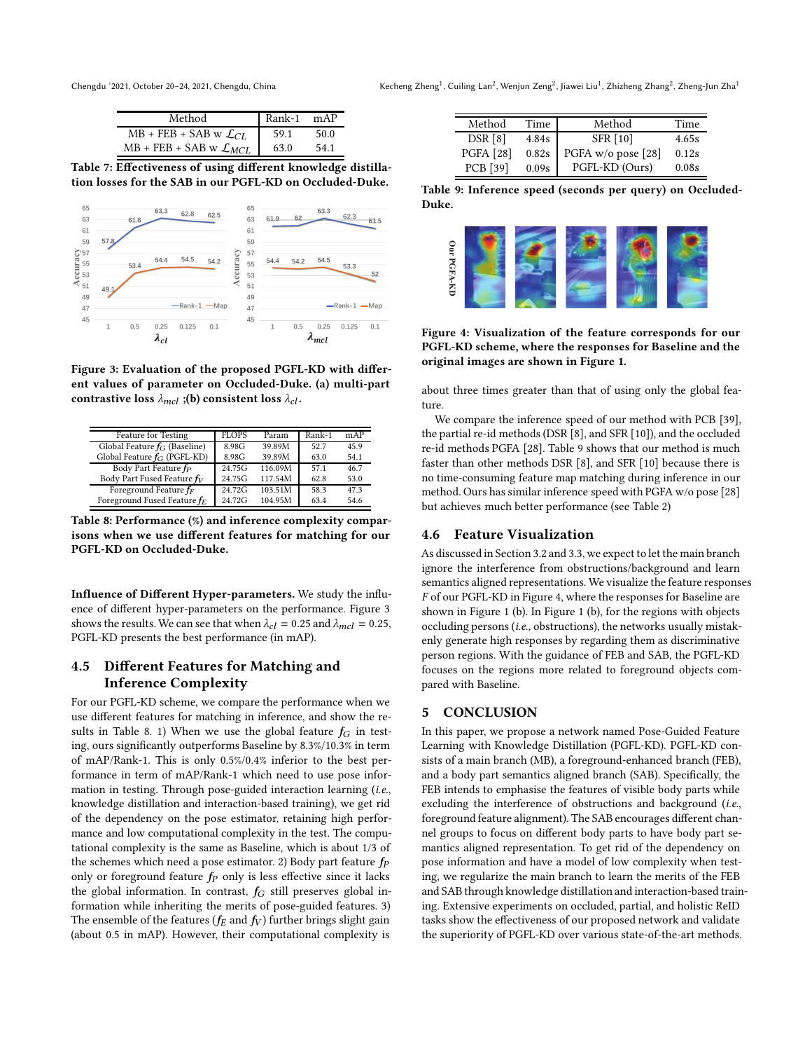| Method | Rank-1 | mAP |
|---|---|---|
| MB + FEB + SAB w $\mathcal{L}_{CL}$ | 59.1 | 50.0 |
| MB + FEB + SAB w $\mathcal{L}_{MCL}$ | 63.0 | 54.1 |

**Table 7: Effectiveness of using different knowledge distillation losses for the SAB in our PGFL-KD on Occluded-Duke.**

65
63
61
59
57
55
53
51
49
47
45
Accuracy
57.8
61.6
63.3
62.8
62.5
49.1
53.4
54.4
54.5
54.2
—Rank-1 —Map
1
0.5
0.25
0.125
0.1
$\lambda_{cl}$

65
63
61
59
57
55
53
51
49
47
45
Accuracy
61.9
62
63.3
62.3
61.5
54.4
54.2
54.5
53.3
52
—Rank-1 —Map
1
0.5
0.25
0.125
0.1
$\lambda_{mcl}$

**Figure 3: Evaluation of the proposed PGFL-KD with different values of parameter on Occluded-Duke. (a) multi-part contrastive loss $\lambda_{mcl}$ ;(b) consistent loss $\lambda_{cl}$.**

| Feature for Testing | FLOPS | Param | Rank-1 | mAP |
|---|---|---|---|---|
| Global Feature $f_G$ (Baseline) | 8.98G | 39.89M | 52.7 | 45.9 |
| Global Feature $f_G$ (PGFL-KD) | 8.98G | 39.89M | 63.0 | 54.1 |
| Body Part Feature $f_P$ | 24.75G | 116.09M | 57.1 | 46.7 |
| Body Part Fused Feature $f_V$ | 24.75G | 117.54M | 62.8 | 53.0 |
| Foreground Feature $f_F$ | 24.72G | 103.51M | 58.3 | 47.3 |
| Foreground Fused Feature $f_E$ | 24.72G | 104.95M | 63.4 | 54.6 |

**Table 8: Performance (%) and inference complexity comparisons when we use different features for matching for our PGFL-KD on Occluded-Duke.**

**Influence of Different Hyper-parameters.** We study the influence of different hyper-parameters on the performance. Figure 3 shows the results. We can see that when $\lambda_{cl} = 0.25$ and $\lambda_{mcl} = 0.25$, PGFL-KD presents the best performance (in mAP).

## 4.5 Different Features for Matching and Inference Complexity

For our PGFL-KD scheme, we compare the performance when we use different features for matching in inference, and show the results in Table 8. 1) When we use the global feature $f_G$ in testing, ours significantly outperforms Baseline by 8.3%/10.3% in term of mAP/Rank-1. This is only 0.5%/0.4% inferior to the best performance in term of mAP/Rank-1 which need to use pose information in testing. Through pose-guided interaction learning (*i.e.*, knowledge distillation and interaction-based training), we get rid of the dependency on the pose estimator, retaining high performance and low computational complexity in the test. The computational complexity is the same as Baseline, which is about 1/3 of the schemes which need a pose estimator. 2) Body part feature $f_P$ only or foreground feature $f_P$ only is less effective since it lacks the global information. In contrast, $f_G$ still preserves global information while inheriting the merits of pose-guided features. 3) The ensemble of the features ($f_E$ and $f_V$) further brings slight gain (about 0.5 in mAP). However, their computational complexity is about three times greater than that of using only the global feature.

| Method | Time | Method | Time |
|---|---|---|---|
| DSR [8] | 4.84s | SFR [10] | 4.65s |
| PGFA [28] | 0.82s | PGFA w/o pose [28] | 0.12s |
| PCB [39] | 0.09s | PGFL-KD (Ours) | 0.08s |

**Table 9: Inference speed (seconds per query) on Occluded-Duke.**

Our PGFA-KD

**Figure 4: Visualization of the feature corresponds for our PGFL-KD scheme, where the responses for Baseline and the original images are shown in Figure 1.**

We compare the inference speed of our method with PCB [39], the partial re-id methods (DSR [8], and SFR [10]), and the occluded re-id methods PGFA [28]. Table 9 shows that our method is much faster than other methods DSR [8], and SFR [10] because there is no time-consuming feature map matching during inference in our method. Ours has similar inference speed with PGFA w/o pose [28] but achieves much better performance (see Table 2)

## 4.6 Feature Visualization

As discussed in Section 3.2 and 3.3, we expect to let the main branch ignore the interference from obstructions/background and learn semantics aligned representations. We visualize the feature responses $F$ of our PGFL-KD in Figure 4, where the responses for Baseline are shown in Figure 1 (b). In Figure 1 (b), for the regions with objects occluding persons (*i.e.*, obstructions), the networks usually mistakenly generate high responses by regarding them as discriminative person regions. With the guidance of FEB and SAB, the PGFL-KD focuses on the regions more related to foreground objects compared with Baseline.

# 5 CONCLUSION

In this paper, we propose a network named Pose-Guided Feature Learning with Knowledge Distillation (PGFL-KD). PGFL-KD consists of a main branch (MB), a foreground-enhanced branch (FEB), and a body part semantics aligned branch (SAB). Specifically, the FEB intends to emphasise the features of visible body parts while excluding the interference of obstructions and background (*i.e.*, foreground feature alignment). The SAB encourages different channel groups to focus on different body parts to have body part semantics aligned representation. To get rid of the dependency on pose information and have a model of low complexity when testing, we regularize the main branch to learn the merits of the FEB and SAB through knowledge distillation and interaction-based training. Extensive experiments on occluded, partial, and holistic ReID tasks show the effectiveness of our proposed network and validate the superiority of PGFL-KD over various state-of-the-art methods.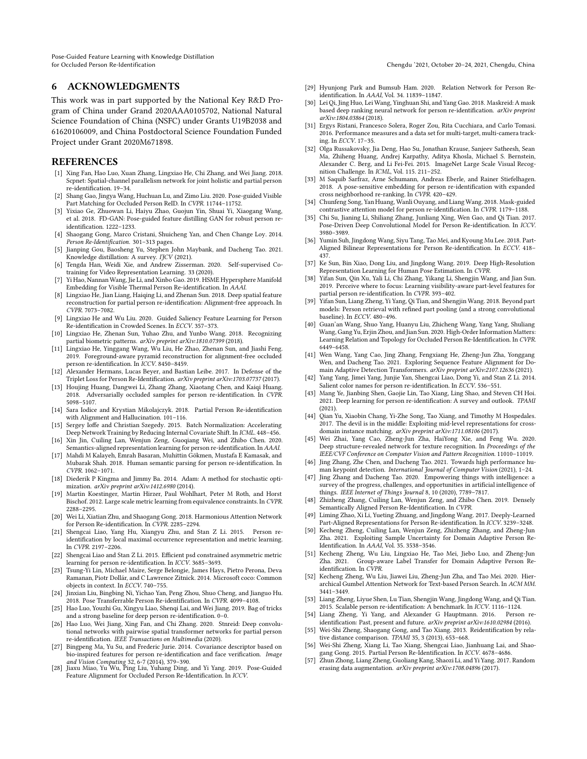## 6 ACKNOWLEDGMENTS

This work was in part supported by the National Key R&D Program of China under Grand 2020AAA0105702, National Natural Science Foundation of China (NSFC) under Grants U19B2038 and 61620106009, and China Postdoctoral Science Foundation Funded Project under Grant 2020M671898.

## REFERENCES

[1] Xing Fan, Hao Luo, Xuan Zhang, Lingxiao He, Chi Zhang, and Wei Jiang. 2018. Scpnet: Spatial-channel parallelism network for joint holistic and partial person re-identification. 19–34.

[2] Shang Gao, Jingya Wang, Huchuan Lu, and Zimo Liu. 2020. Pose-guided Visible Part Matching for Occluded Person ReID. In *CVPR*. 11744–11752.

[3] Yixiao Ge, Zhuowan Li, Haiyu Zhao, Guojun Yin, Shuai Yi, Xiaogang Wang, et al. 2018. FD-GAN: Pose-guided feature distilling GAN for robust person re-identification. 1222–1233.

[4] Shaogang Gong, Marco Cristani, Shuicheng Yan, and Chen Change Loy. 2014. *Person Re-Identification*. 301–313 pages.

[5] Jianping Gou, Baosheng Yu, Stephen John Maybank, and Dacheng Tao. 2021. Knowledge distillation: A survey. *IJCV* (2021).

[6] Tengda Han, Weidi Xie, and Andrew Zisserman. 2020. Self-supervised Co-training for Video Representation Learning. 33 (2020).

[7] Yi Hao, Nannan Wang, Jie Li, and Xinbo Gao. 2019. HSME Hypersphere Manifold Embedding for Visible Thermal Person Re-Identification. In *AAAI*.

[8] Lingxiao He, Jian Liang, Haiqing Li, and Zhenan Sun. 2018. Deep spatial feature reconstruction for partial person re-identification: Alignment-free approach. In *CVPR*. 7073–7082.

[9] Lingxiao He and Wu Liu. 2020. Guided Saliency Feature Learning for Person Re-identification in Crowded Scenes. In *ECCV*. 357–373.

[10] Lingxiao He, Zhenan Sun, Yuhao Zhu, and Yunbo Wang. 2018. Recognizing partial biometric patterns. *arXiv preprint arXiv:1810.07399* (2018).

[11] Lingxiao He, Yinggang Wang, Wu Liu, He Zhao, Zhenan Sun, and Jiashi Feng. 2019. Foreground-aware pyramid reconstruction for alignment-free occluded person re-identification. In *ICCV*. 8450–8459.

[12] Alexander Hermans, Lucas Beyer, and Bastian Leibe. 2017. In Defense of the Triplet Loss for Person Re-Identification. *arXiv preprint arXiv:1703.07737* (2017).

[13] Houjing Huang, Dangwei Li, Zhang Zhang, Xiaotang Chen, and Kaiqi Huang. 2018. Adversarially occluded samples for person re-identification. In *CVPR*. 5098–5107.

[14] Sara Iodice and Krystian Mikolajczyk. 2018. Partial Person Re-identification with Alignment and Hallucination. 101–116.

[15] Sergey Ioffe and Christian Szegedy. 2015. Batch Normalization: Accelerating Deep Network Training by Reducing Internal Covariate Shift. In *ICML*. 448–456.

[16] Xin Jin, Cuiling Lan, Wenjun Zeng, Guoqiang Wei, and Zhibo Chen. 2020. Semantics-aligned representation learning for person re-identification. In *AAAI*.

[17] Mahdi M Kalayeh, Emrah Basaran, Muhittin Gökmen, Mustafa E Kamasak, and Mubarak Shah. 2018. Human semantic parsing for person re-identification. In *CVPR*. 1062–1071.

[18] Diederik P Kingma and Jimmy Ba. 2014. Adam: A method for stochastic optimization. *arXiv preprint arXiv:1412.6980* (2014).

[19] Martin Koestinger, Martin Hirzer, Paul Wohlhart, Peter M Roth, and Horst Bischof. 2012. Large scale metric learning from equivalence constraints. In *CVPR*. 2288–2295.

[20] Wei Li, Xiatian Zhu, and Shaogang Gong. 2018. Harmonious Attention Network for Person Re-identification. In *CVPR*. 2285–2294.

[21] Shengcai Liao, Yang Hu, Xiangyu Zhu, and Stan Z Li. 2015. Person re-identification by local maximal occurrence representation and metric learning. In *CVPR*. 2197–2206.

[22] Shengcai Liao and Stan Z Li. 2015. Efficient psd constrained asymmetric metric learning for person re-identification. In *ICCV*. 3685–3693.

[23] Tsung-Yi Lin, Michael Maire, Serge Belongie, James Hays, Pietro Perona, Deva Ramanan, Piotr Dollár, and C Lawrence Zitnick. 2014. Microsoft coco: Common objects in context. In *ECCV*. 740–755.

[24] Jinxian Liu, Bingbing Ni, Yichao Yan, Peng Zhou, Shuo Cheng, and Jianguo Hu. 2018. Pose Transferrable Person Re-identification. In *CVPR*. 4099–4108.

[25] Hao Luo, Youzhi Gu, Xingyu Liao, Shenqi Lai, and Wei Jiang. 2019. Bag of tricks and a strong baseline for deep person re-identification. 0–0.

[26] Hao Luo, Wei Jiang, Xing Fan, and Chi Zhang. 2020. Stnreid: Deep convolutional networks with pairwise spatial transformer networks for partial person re-identification. *IEEE Transactions on Multimedia* (2020).

[27] Bingpeng Ma, Yu Su, and Frederic Jurie. 2014. Covariance descriptor based on bio-inspired features for person re-identification and face verification. *Image and Vision Computing* 32, 6-7 (2014), 379–390.

[28] Jiaxu Miao, Yu Wu, Ping Liu, Yuhang Ding, and Yi Yang. 2019. Pose-Guided Feature Alignment for Occluded Person Re-Identification. In *ICCV*.

[29] Hyunjong Park and Bumsub Ham. 2020. Relation Network for Person Re-identification. In *AAAI*, Vol. 34. 11839–11847.

[30] Lei Qi, Jing Huo, Lei Wang, Yinghuan Shi, and Yang Gao. 2018. Maskreid: A mask based deep ranking neural network for person re-identification. *arXiv preprint arXiv:1804.03864* (2018).

[31] Ergys Ristani, Francesco Solera, Roger Zou, Rita Cucchiara, and Carlo Tomasi. 2016. Performance measures and a data set for multi-target, multi-camera tracking. In *ECCV*. 17–35.

[32] Olga Russakovsky, Jia Deng, Hao Su, Jonathan Krause, Sanjeev Satheesh, Sean Ma, Zhiheng Huang, Andrej Karpathy, Aditya Khosla, Michael S. Bernstein, Alexander C. Berg, and Li Fei-Fei. 2015. ImageNet Large Scale Visual Recognition Challenge. In *ICML*, Vol. 115. 211–252.

[33] M Saquib Sarfraz, Arne Schumann, Andreas Eberle, and Rainer Stiefelhagen. 2018. A pose-sensitive embedding for person re-identification with expanded cross neighborhood re-ranking. In *CVPR*. 420–429.

[34] Chunfeng Song, Yan Huang, Wanli Ouyang, and Liang Wang. 2018. Mask-guided contrastive attention model for person re-identification. In *CVPR*. 1179–1188.

[35] Chi Su, Jianing Li, Shiliang Zhang, Junliang Xing, Wen Gao, and Qi Tian. 2017. Pose-Driven Deep Convolutional Model for Person Re-identification. In *ICCV*. 3980–3989.

[36] Yumin Suh, Jingdong Wang, Siyu Tang, Tao Mei, and Kyoung Mu Lee. 2018. Part-Aligned Bilinear Representations for Person Re-identification. In *ECCV*. 418–437.

[37] Ke Sun, Bin Xiao, Dong Liu, and Jingdong Wang. 2019. Deep High-Resolution Representation Learning for Human Pose Estimation. In *CVPR*.

[38] Yifan Sun, Qin Xu, Yali Li, Chi Zhang, Yikang Li, Shengjin Wang, and Jian Sun. 2019. Perceive where to focus: Learning visibility-aware part-level features for partial person re-identification. In *CVPR*. 393–402.

[39] Yifan Sun, Liang Zheng, Yi Yang, Qi Tian, and Shengjin Wang. 2018. Beyond part models: Person retrieval with refined part pooling (and a strong convolutional baseline). In *ECCV*. 480–496.

[40] Guan'an Wang, Shuo Yang, Huanyu Liu, Zhicheng Wang, Yang Yang, Shuliang Wang, Gang Yu, Erjin Zhou, and Jian Sun. 2020. High-Order Information Matters: Learning Relation and Topology for Occluded Person Re-Identification. In *CVPR*. 6449–6458.

[41] Wen Wang, Yang Cao, Jing Zhang, Fengxiang He, Zheng-Jun Zha, Yonggang Wen, and Dacheng Tao. 2021. Exploring Sequence Feature Alignment for Domain Adaptive Detection Transformers. *arXiv preprint arXiv:2107.12636* (2021).

[42] Yang Yang, Jimei Yang, Junjie Yan, Shengcai Liao, Dong Yi, and Stan Z Li. 2014. Salient color names for person re-identification. In *ECCV*. 536–551.

[43] Mang Ye, Jianbing Shen, Gaojie Lin, Tao Xiang, Ling Shao, and Steven CH Hoi. 2021. Deep learning for person re-identification: A survey and outlook. *TPAMI* (2021).

[44] Qian Yu, Xiaobin Chang, Yi-Zhe Song, Tao Xiang, and Timothy M Hospedales. 2017. The devil is in the middle: Exploiting mid-level representations for cross-domain instance matching. *arXiv preprint arXiv:1711.08106* (2017).

[45] Wei Zhai, Yang Cao, Zheng-Jun Zha, HaiYong Xie, and Feng Wu. 2020. Deep structure-revealed network for texture recognition. In *Proceedings of the IEEE/CVF Conference on Computer Vision and Pattern Recognition*. 11010–11019.

[46] Jing Zhang, Zhe Chen, and Dacheng Tao. 2021. Towards high performance human keypoint detection. *International Journal of Computer Vision* (2021), 1–24.

[47] Jing Zhang and Dacheng Tao. 2020. Empowering things with intelligence: a survey of the progress, challenges, and opportunities in artificial intelligence of things. *IEEE Internet of Things Journal* 8, 10 (2020), 7789–7817.

[48] Zhizheng Zhang, Cuiling Lan, Wenjun Zeng, and Zhibo Chen. 2019. Densely Semantically Aligned Person Re-Identification. In *CVPR*.

[49] Liming Zhao, Xi Li, Yueting Zhuang, and Jingdong Wang. 2017. Deeply-Learned Part-Aligned Representations for Person Re-identification. In *ICCV*. 3239–3248.

[50] Kecheng Zheng, Cuiling Lan, Wenjun Zeng, Zhizheng Zhang, and Zheng-Jun Zha. 2021. Exploiting Sample Uncertainty for Domain Adaptive Person Re-Identification. In *AAAI*, Vol. 35. 3538–3546.

[51] Kecheng Zheng, Wu Liu, Lingxiao He, Tao Mei, Jiebo Luo, and Zheng-Jun Zha. 2021. Group-aware Label Transfer for Domain Adaptive Person Re-identification. In *CVPR*.

[52] Kecheng Zheng, Wu Liu, Jiawei Liu, Zheng-Jun Zha, and Tao Mei. 2020. Hierarchical Gumbel Attention Network for Text-based Person Search. In *ACM MM*. 3441–3449.

[53] Liang Zheng, Liyue Shen, Lu Tian, Shengjin Wang, Jingdong Wang, and Qi Tian. 2015. Scalable person re-identification: A benchmark. In *ICCV*. 1116–1124.

[54] Liang Zheng, Yi Yang, and Alexander G Hauptmann. 2016. Person re-identification: Past, present and future. *arXiv preprint arXiv:1610.02984* (2016).

[55] Wei-Shi Zheng, Shaogang Gong, and Tao Xiang. 2013. Reidentification by relative distance comparison. *TPAMI* 35, 3 (2013), 653–668.

[56] Wei-Shi Zheng, Xiang Li, Tao Xiang, Shengcai Liao, Jianhuang Lai, and Shaogang Gong. 2015. Partial Person Re-Identification. In *ICCV*. 4678–4686.

[57] Zhun Zhong, Liang Zheng, Guoliang Kang, Shaozi Li, and Yi Yang. 2017. Random erasing data augmentation. *arXiv preprint arXiv:1708.04896* (2017).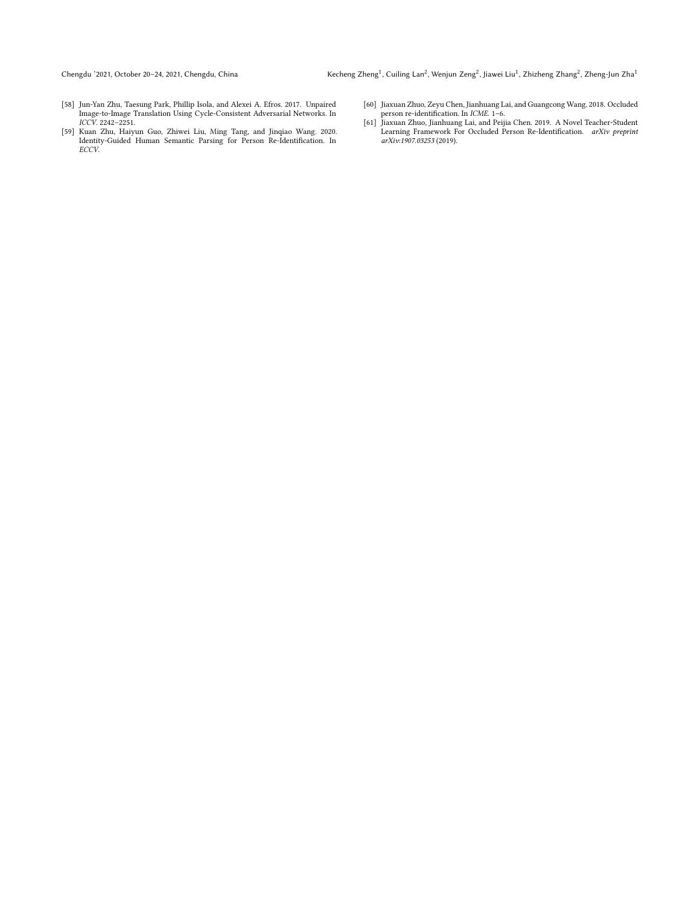[58] Jun-Yan Zhu, Taesung Park, Phillip Isola, and Alexei A. Efros. 2017. Unpaired Image-to-Image Translation Using Cycle-Consistent Adversarial Networks. In *ICCV*. 2242–2251.

[59] Kuan Zhu, Haiyun Guo, Zhiwei Liu, Ming Tang, and Jinqiao Wang. 2020. Identity-Guided Human Semantic Parsing for Person Re-Identification. In *ECCV*.

[60] Jiaxuan Zhuo, Zeyu Chen, Jianhuang Lai, and Guangcong Wang. 2018. Occluded person re-identification. In *ICME*. 1–6.

[61] Jiaxuan Zhuo, Jianhuang Lai, and Peijia Chen. 2019. A Novel Teacher-Student Learning Framework For Occluded Person Re-Identification. *arXiv preprint arXiv:1907.03253* (2019).